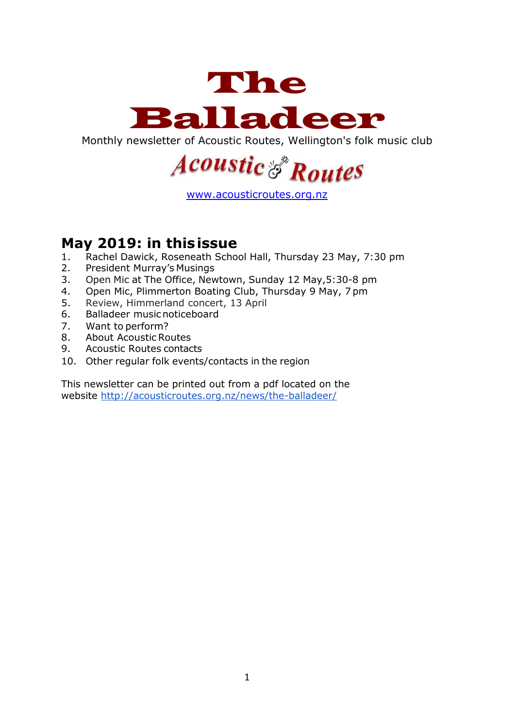# The Balladeer

Monthly newsletter of Acoustic Routes, Wellington's folk music club

Acoustic Routes

www.acousticroutes.org.nz

## May 2019: in this issue

1. Rachel Dawick, Roseneath School Hall, Thursday 23 May, 7:30 pm
2. President Murray's Musings
3. Open Mic at The Office, Newtown, Sunday 12 May, 5:30-8 pm
4. Open Mic, Plimmerton Boating Club, Thursday 9 May, 7 pm
5. Review, Himmerland concert, 13 April
6. Balladeer music noticeboard
7. Want to perform?
8. About Acoustic Routes
9. Acoustic Routes contacts
10. Other regular folk events/contacts in the region

This newsletter can be printed out from a pdf located on the website http://acousticroutes.org.nz/news/the-balladeer/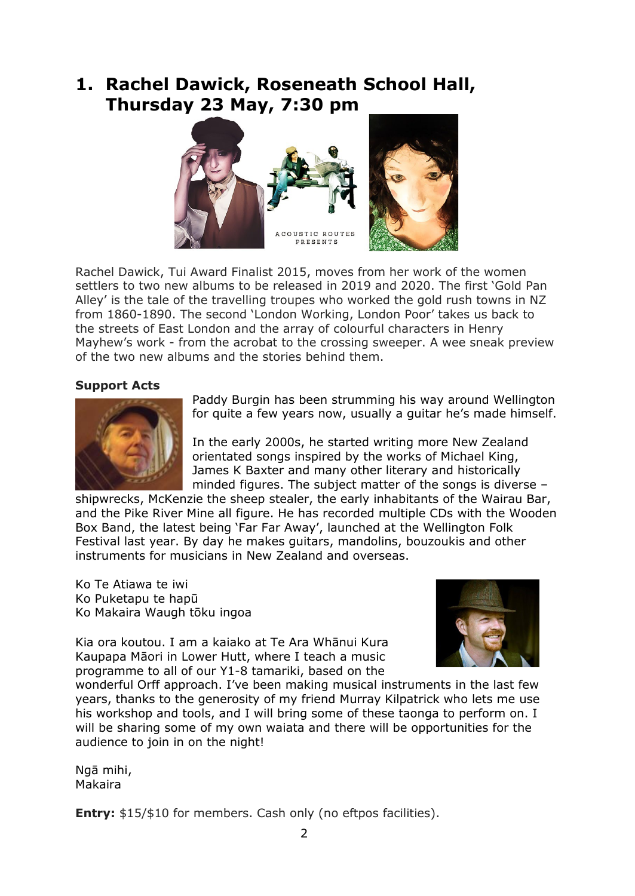## 1. Rachel Dawick, Roseneath School Hall, Thursday 23 May, 7:30 pm

Rachel Dawick, Tui Award Finalist 2015, moves from her work of the women settlers to two new albums to be released in 2019 and 2020. The first 'Gold Pan Alley' is the tale of the travelling troupes who worked the gold rush towns in NZ from 1860-1890. The second 'London Working, London Poor' takes us back to the streets of East London and the array of colourful characters in Henry Mayhew's work - from the acrobat to the crossing sweeper. A wee sneak preview of the two new albums and the stories behind them.

**Support Acts**

Paddy Burgin has been strumming his way around Wellington for quite a few years now, usually a guitar he's made himself.

In the early 2000s, he started writing more New Zealand orientated songs inspired by the works of Michael King, James K Baxter and many other literary and historically minded figures. The subject matter of the songs is diverse – shipwrecks, McKenzie the sheep stealer, the early inhabitants of the Wairau Bar, and the Pike River Mine all figure. He has recorded multiple CDs with the Wooden Box Band, the latest being 'Far Far Away', launched at the Wellington Folk Festival last year. By day he makes guitars, mandolins, bouzoukis and other instruments for musicians in New Zealand and overseas.

Ko Te Atiawa te iwi
Ko Puketapu te hapū
Ko Makaira Waugh tōku ingoa

Kia ora koutou. I am a kaiako at Te Ara Whānui Kura Kaupapa Māori in Lower Hutt, where I teach a music programme to all of our Y1-8 tamariki, based on the wonderful Orff approach. I've been making musical instruments in the last few years, thanks to the generosity of my friend Murray Kilpatrick who lets me use his workshop and tools, and I will bring some of these taonga to perform on. I will be sharing some of my own waiata and there will be opportunities for the audience to join in on the night!

Ngā mihi,
Makaira

**Entry:** $15/$10 for members. Cash only (no eftpos facilities).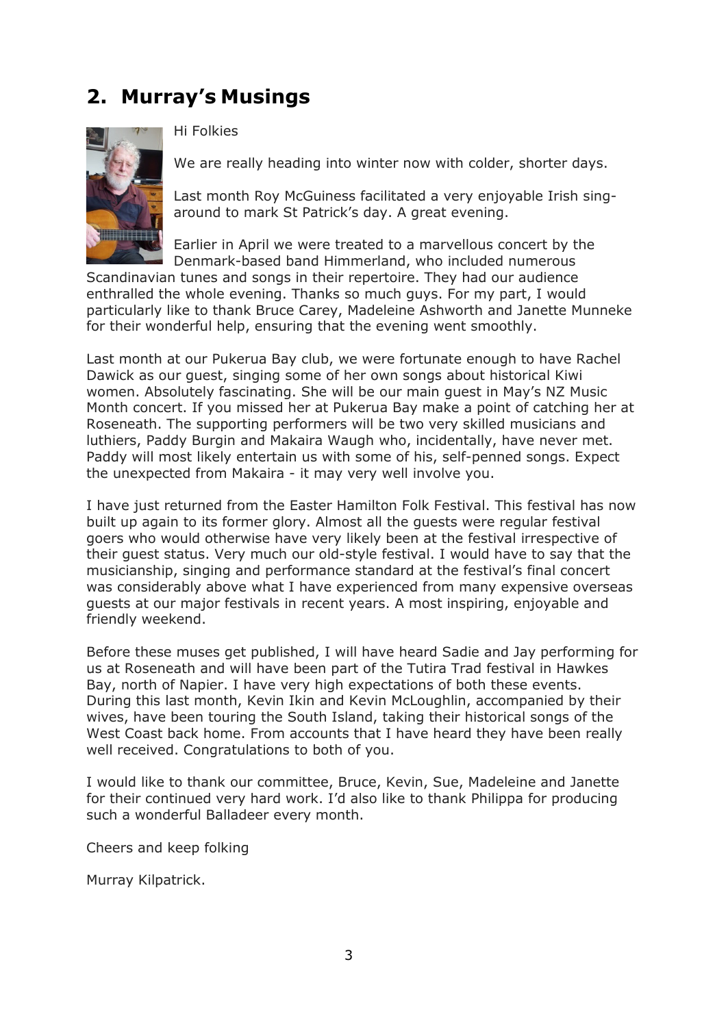## 2. Murray's Musings

Hi Folkies

We are really heading into winter now with colder, shorter days.

Last month Roy McGuiness facilitated a very enjoyable Irish sing-around to mark St Patrick's day. A great evening.

Earlier in April we were treated to a marvellous concert by the Denmark-based band Himmerland, who included numerous Scandinavian tunes and songs in their repertoire. They had our audience enthralled the whole evening. Thanks so much guys. For my part, I would particularly like to thank Bruce Carey, Madeleine Ashworth and Janette Munneke for their wonderful help, ensuring that the evening went smoothly.

Last month at our Pukerua Bay club, we were fortunate enough to have Rachel Dawick as our guest, singing some of her own songs about historical Kiwi women. Absolutely fascinating. She will be our main guest in May's NZ Music Month concert. If you missed her at Pukerua Bay make a point of catching her at Roseneath. The supporting performers will be two very skilled musicians and luthiers, Paddy Burgin and Makaira Waugh who, incidentally, have never met. Paddy will most likely entertain us with some of his, self-penned songs. Expect the unexpected from Makaira - it may very well involve you.

I have just returned from the Easter Hamilton Folk Festival. This festival has now built up again to its former glory. Almost all the guests were regular festival goers who would otherwise have very likely been at the festival irrespective of their guest status. Very much our old-style festival. I would have to say that the musicianship, singing and performance standard at the festival's final concert was considerably above what I have experienced from many expensive overseas guests at our major festivals in recent years. A most inspiring, enjoyable and friendly weekend.

Before these muses get published, I will have heard Sadie and Jay performing for us at Roseneath and will have been part of the Tutira Trad festival in Hawkes Bay, north of Napier. I have very high expectations of both these events. During this last month, Kevin Ikin and Kevin McLoughlin, accompanied by their wives, have been touring the South Island, taking their historical songs of the West Coast back home. From accounts that I have heard they have been really well received. Congratulations to both of you.

I would like to thank our committee, Bruce, Kevin, Sue, Madeleine and Janette for their continued very hard work. I'd also like to thank Philippa for producing such a wonderful Balladeer every month.

Cheers and keep folking

Murray Kilpatrick.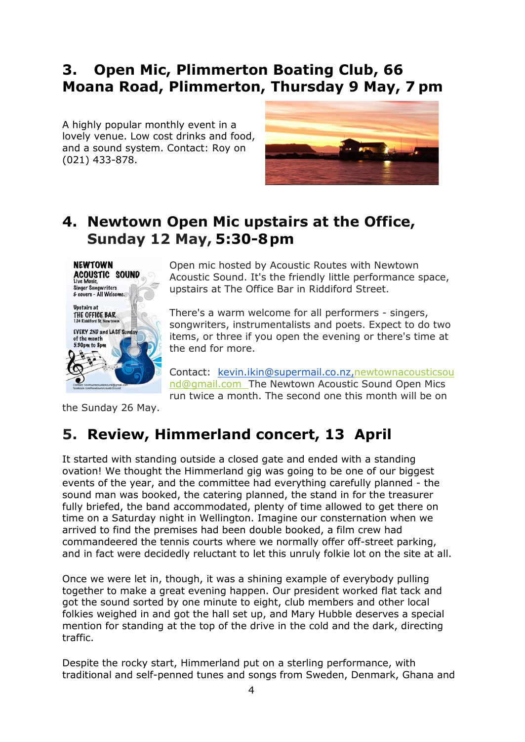## 3. Open Mic, Plimmerton Boating Club, 66 Moana Road, Plimmerton, Thursday 9 May, 7 pm

A highly popular monthly event in a lovely venue. Low cost drinks and food, and a sound system. Contact: Roy on (021) 433-878.

## 4. Newtown Open Mic upstairs at the Office, Sunday 12 May, 5:30-8 pm

Open mic hosted by Acoustic Routes with Newtown Acoustic Sound. It's the friendly little performance space, upstairs at The Office Bar in Riddiford Street.

There's a warm welcome for all performers - singers, songwriters, instrumentalists and poets. Expect to do two items, or three if you open the evening or there's time at the end for more.

Contact: kevin.ikin@supermail.co.nz, newtownacousticsound@gmail.com The Newtown Acoustic Sound Open Mics run twice a month. The second one this month will be on the Sunday 26 May.

## 5. Review, Himmerland concert, 13 April

It started with standing outside a closed gate and ended with a standing ovation! We thought the Himmerland gig was going to be one of our biggest events of the year, and the committee had everything carefully planned - the sound man was booked, the catering planned, the stand in for the treasurer fully briefed, the band accommodated, plenty of time allowed to get there on time on a Saturday night in Wellington. Imagine our consternation when we arrived to find the premises had been double booked, a film crew had commandeered the tennis courts where we normally offer off-street parking, and in fact were decidedly reluctant to let this unruly folkie lot on the site at all.

Once we were let in, though, it was a shining example of everybody pulling together to make a great evening happen. Our president worked flat tack and got the sound sorted by one minute to eight, club members and other local folkies weighed in and got the hall set up, and Mary Hubble deserves a special mention for standing at the top of the drive in the cold and the dark, directing traffic.

Despite the rocky start, Himmerland put on a sterling performance, with traditional and self-penned tunes and songs from Sweden, Denmark, Ghana and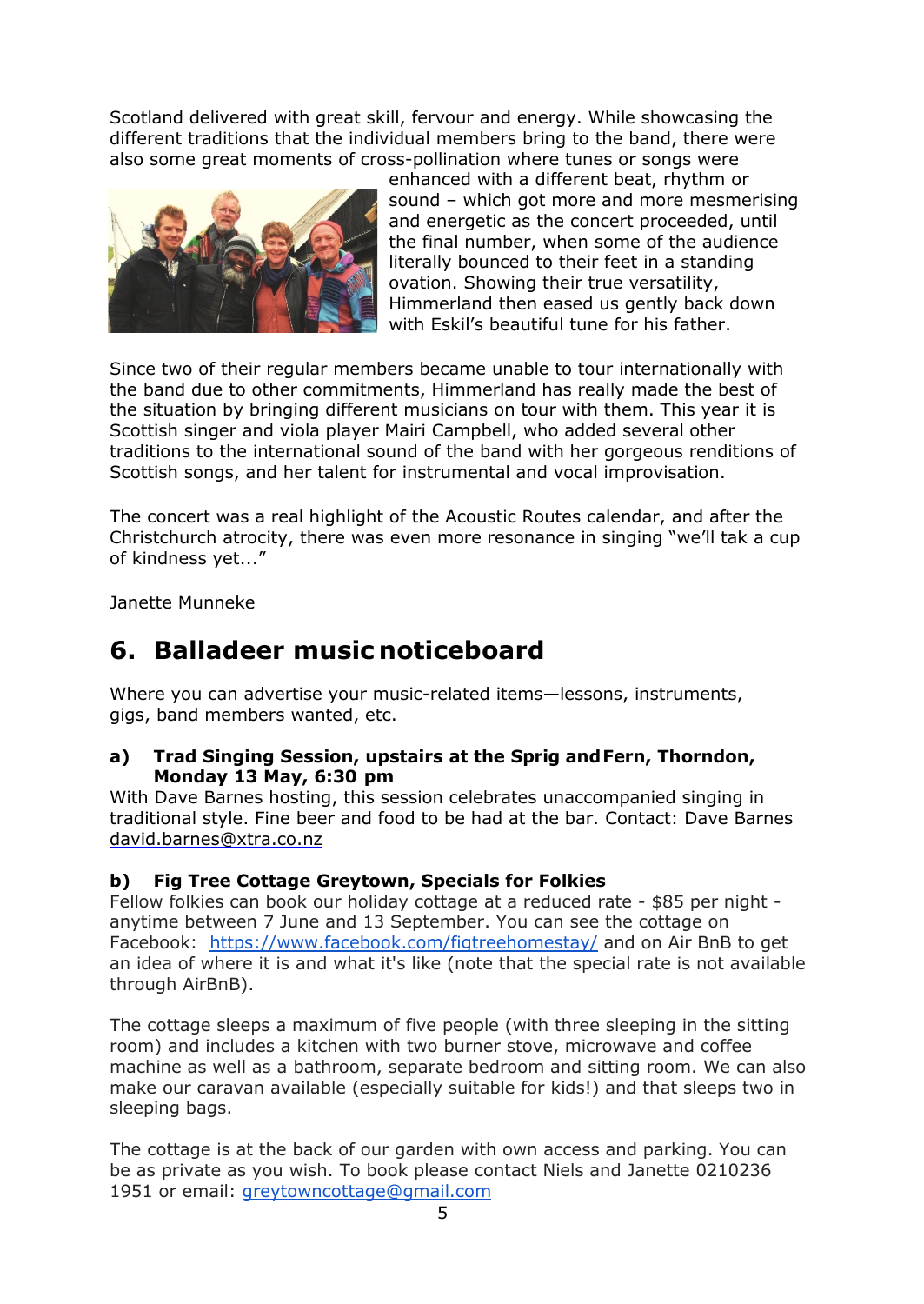Scotland delivered with great skill, fervour and energy. While showcasing the different traditions that the individual members bring to the band, there were also some great moments of cross-pollination where tunes or songs were enhanced with a different beat, rhythm or sound – which got more and more mesmerising and energetic as the concert proceeded, until the final number, when some of the audience literally bounced to their feet in a standing ovation. Showing their true versatility, Himmerland then eased us gently back down with Eskil's beautiful tune for his father.

Since two of their regular members became unable to tour internationally with the band due to other commitments, Himmerland has really made the best of the situation by bringing different musicians on tour with them. This year it is Scottish singer and viola player Mairi Campbell, who added several other traditions to the international sound of the band with her gorgeous renditions of Scottish songs, and her talent for instrumental and vocal improvisation.

The concert was a real highlight of the Acoustic Routes calendar, and after the Christchurch atrocity, there was even more resonance in singing "we'll tak a cup of kindness yet..."

Janette Munneke

# 6. Balladeer music noticeboard

Where you can advertise your music-related items—lessons, instruments, gigs, band members wanted, etc.

### a) Trad Singing Session, upstairs at the Sprig and Fern, Thorndon, Monday 13 May, 6:30 pm

With Dave Barnes hosting, this session celebrates unaccompanied singing in traditional style. Fine beer and food to be had at the bar. Contact: Dave Barnes david.barnes@xtra.co.nz

### b) Fig Tree Cottage Greytown, Specials for Folkies

Fellow folkies can book our holiday cottage at a reduced rate - $85 per night - anytime between 7 June and 13 September. You can see the cottage on Facebook: https://www.facebook.com/figtreehomestay/ and on Air BnB to get an idea of where it is and what it's like (note that the special rate is not available through AirBnB).

The cottage sleeps a maximum of five people (with three sleeping in the sitting room) and includes a kitchen with two burner stove, microwave and coffee machine as well as a bathroom, separate bedroom and sitting room. We can also make our caravan available (especially suitable for kids!) and that sleeps two in sleeping bags.

The cottage is at the back of our garden with own access and parking. You can be as private as you wish. To book please contact Niels and Janette 0210236 1951 or email: greytowncottage@gmail.com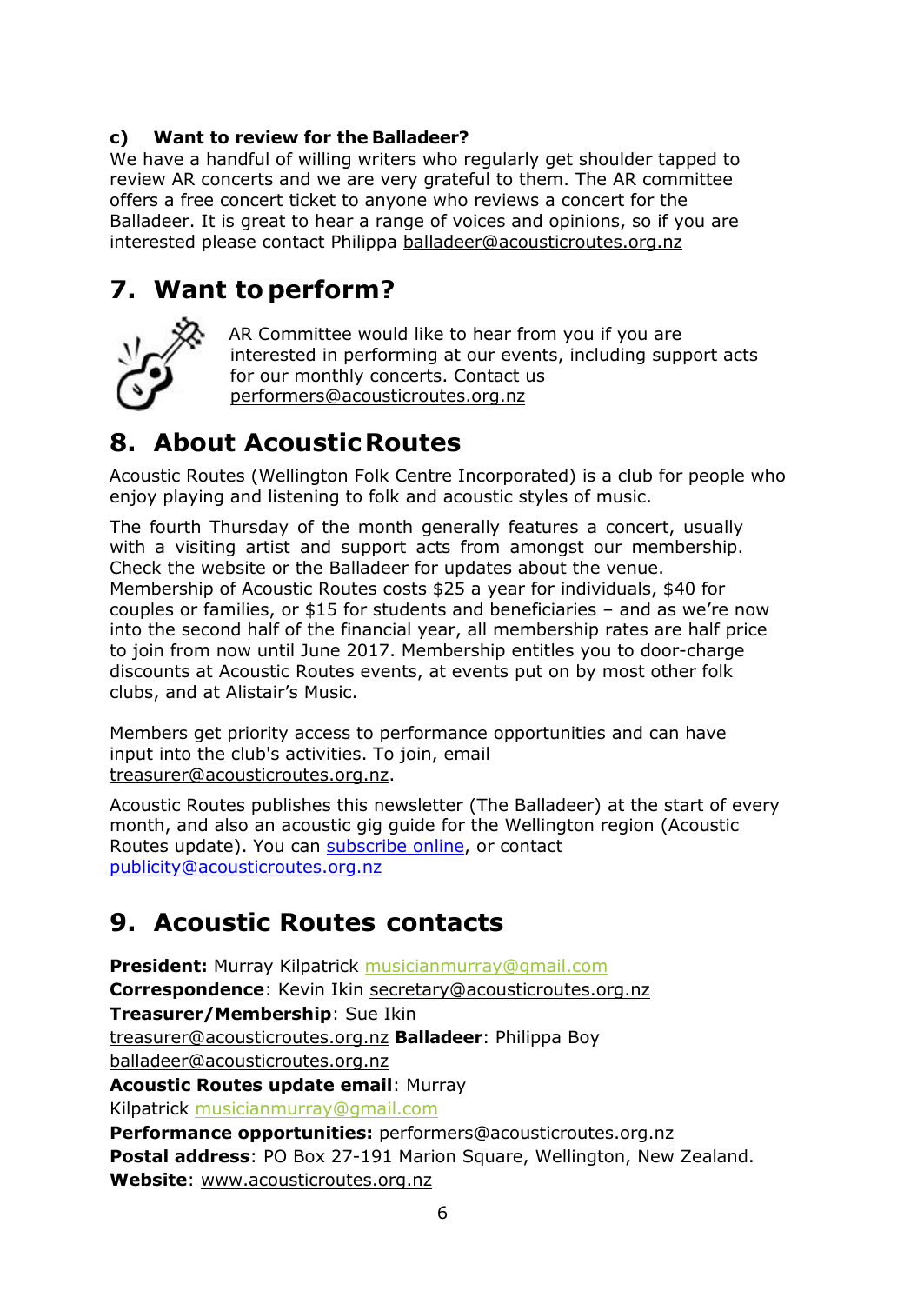### c) Want to review for the Balladeer?

We have a handful of willing writers who regularly get shoulder tapped to review AR concerts and we are very grateful to them. The AR committee offers a free concert ticket to anyone who reviews a concert for the Balladeer. It is great to hear a range of voices and opinions, so if you are interested please contact Philippa balladeer@acousticroutes.org.nz

## 7. Want to perform?

AR Committee would like to hear from you if you are interested in performing at our events, including support acts for our monthly concerts. Contact us performers@acousticroutes.org.nz

## 8. About Acoustic Routes

Acoustic Routes (Wellington Folk Centre Incorporated) is a club for people who enjoy playing and listening to folk and acoustic styles of music.

The fourth Thursday of the month generally features a concert, usually with a visiting artist and support acts from amongst our membership. Check the website or the Balladeer for updates about the venue. Membership of Acoustic Routes costs $25 a year for individuals, $40 for couples or families, or $15 for students and beneficiaries – and as we're now into the second half of the financial year, all membership rates are half price to join from now until June 2017. Membership entitles you to door-charge discounts at Acoustic Routes events, at events put on by most other folk clubs, and at Alistair's Music.

Members get priority access to performance opportunities and can have input into the club's activities. To join, email treasurer@acousticroutes.org.nz.

Acoustic Routes publishes this newsletter (The Balladeer) at the start of every month, and also an acoustic gig guide for the Wellington region (Acoustic Routes update). You can subscribe online, or contact publicity@acousticroutes.org.nz

## 9. Acoustic Routes contacts

**President:** Murray Kilpatrick musicianmurray@gmail.com
**Correspondence**: Kevin Ikin secretary@acousticroutes.org.nz
**Treasurer/Membership**: Sue Ikin treasurer@acousticroutes.org.nz
**Balladeer**: Philippa Boy balladeer@acousticroutes.org.nz
**Acoustic Routes update email**: Murray Kilpatrick musicianmurray@gmail.com
**Performance opportunities:** performers@acousticroutes.org.nz
**Postal address**: PO Box 27-191 Marion Square, Wellington, New Zealand.
**Website**: www.acousticroutes.org.nz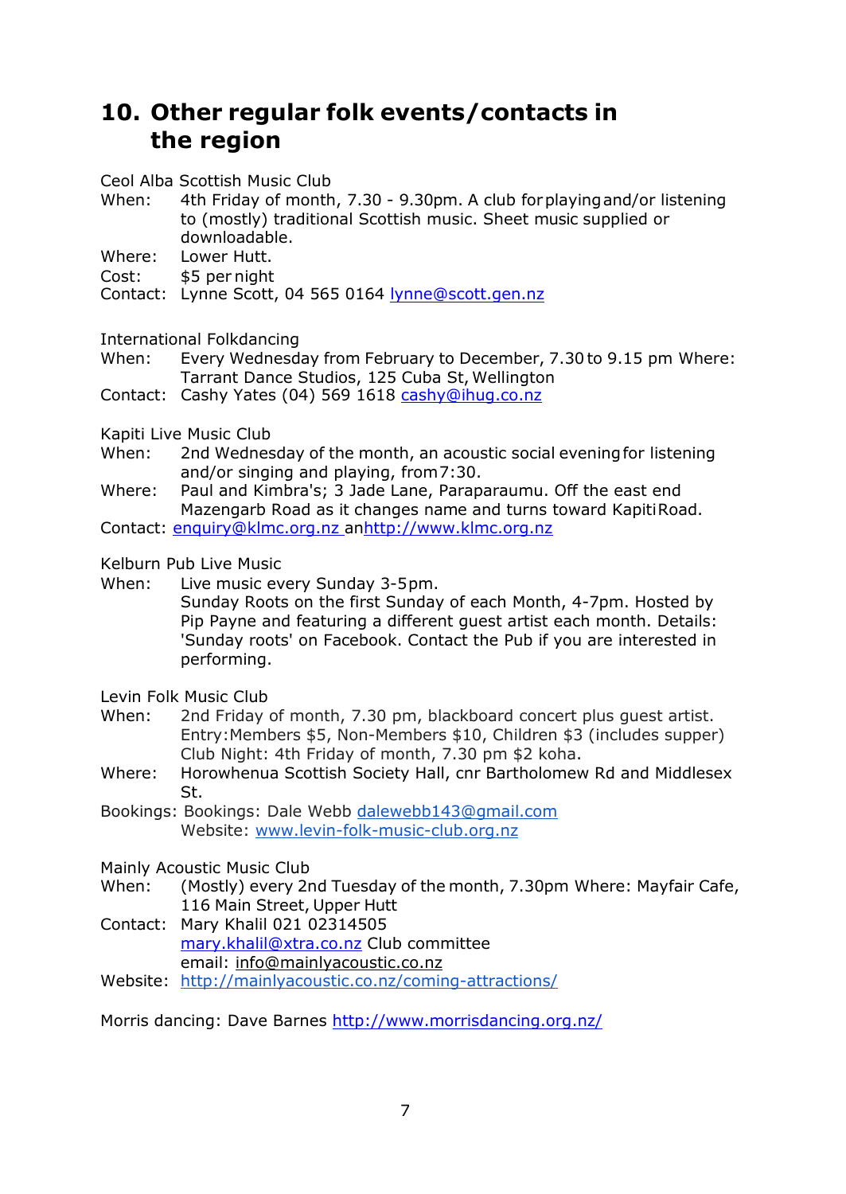## 10. Other regular folk events/contacts in the region

Ceol Alba Scottish Music Club

When: 4th Friday of month, 7.30 - 9.30pm. A club for playing and/or listening to (mostly) traditional Scottish music. Sheet music supplied or downloadable.

Where: Lower Hutt.

Cost: $5 per night

Contact: Lynne Scott, 04 565 0164 lynne@scott.gen.nz

International Folkdancing

When: Every Wednesday from February to December, 7.30 to 9.15 pm Where: Tarrant Dance Studios, 125 Cuba St, Wellington

Contact: Cashy Yates (04) 569 1618 cashy@ihug.co.nz

Kapiti Live Music Club

When: 2nd Wednesday of the month, an acoustic social evening for listening and/or singing and playing, from7:30.

Where: Paul and Kimbra's; 3 Jade Lane, Paraparaumu. Off the east end Mazengarb Road as it changes name and turns toward Kapiti Road.

Contact: enquiry@klmc.org.nz anhttp://www.klmc.org.nz

Kelburn Pub Live Music

When: Live music every Sunday 3-5pm.
Sunday Roots on the first Sunday of each Month, 4-7pm. Hosted by Pip Payne and featuring a different guest artist each month. Details: 'Sunday roots' on Facebook. Contact the Pub if you are interested in performing.

Levin Folk Music Club

When: 2nd Friday of month, 7.30 pm, blackboard concert plus guest artist. Entry:Members $5, Non-Members $10, Children $3 (includes supper) Club Night: 4th Friday of month, 7.30 pm $2 koha.

Where: Horowhenua Scottish Society Hall, cnr Bartholomew Rd and Middlesex St.

Bookings: Bookings: Dale Webb dalewebb143@gmail.com
Website: www.levin-folk-music-club.org.nz

Mainly Acoustic Music Club

When: (Mostly) every 2nd Tuesday of the month, 7.30pm Where: Mayfair Cafe, 116 Main Street, Upper Hutt

Contact: Mary Khalil 021 02314505
mary.khalil@xtra.co.nz Club committee
email: info@mainlyacoustic.co.nz

Website: http://mainlyacoustic.co.nz/coming-attractions/

Morris dancing: Dave Barnes http://www.morrisdancing.org.nz/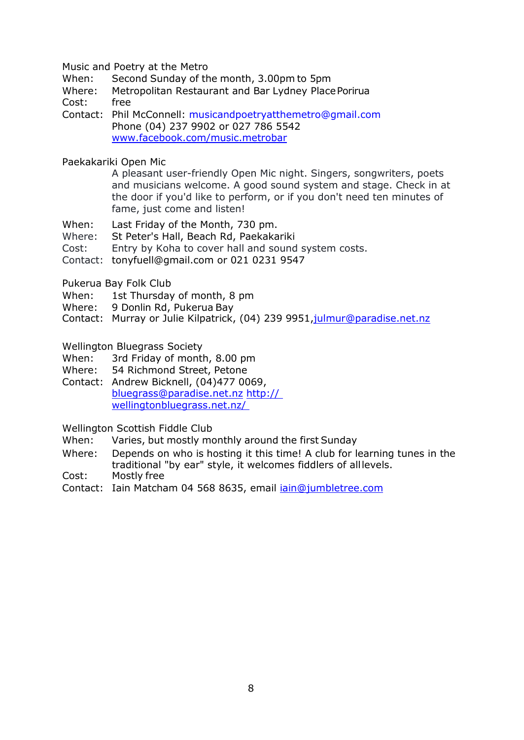Music and Poetry at the Metro

When: Second Sunday of the month, 3.00pm to 5pm
Where: Metropolitan Restaurant and Bar Lydney Place Porirua
Cost: free
Contact: Phil McConnell: musicandpoetryatthemetro@gmail.com
Phone (04) 237 9902 or 027 786 5542
www.facebook.com/music.metrobar

Paekakariki Open Mic

A pleasant user-friendly Open Mic night. Singers, songwriters, poets and musicians welcome. A good sound system and stage. Check in at the door if you'd like to perform, or if you don't need ten minutes of fame, just come and listen!

When: Last Friday of the Month, 730 pm.
Where: St Peter's Hall, Beach Rd, Paekakariki
Cost: Entry by Koha to cover hall and sound system costs.
Contact: tonyfuell@gmail.com or 021 0231 9547

Pukerua Bay Folk Club

When: 1st Thursday of month, 8 pm
Where: 9 Donlin Rd, Pukerua Bay
Contact: Murray or Julie Kilpatrick, (04) 239 9951, julmur@paradise.net.nz

Wellington Bluegrass Society

When: 3rd Friday of month, 8.00 pm
Where: 54 Richmond Street, Petone
Contact: Andrew Bicknell, (04)477 0069,
bluegrass@paradise.net.nz http://wellingtonbluegrass.net.nz/

Wellington Scottish Fiddle Club

When: Varies, but mostly monthly around the first Sunday
Where: Depends on who is hosting it this time! A club for learning tunes in the traditional "by ear" style, it welcomes fiddlers of all levels.
Cost: Mostly free
Contact: Iain Matcham 04 568 8635, email iain@jumbletree.com